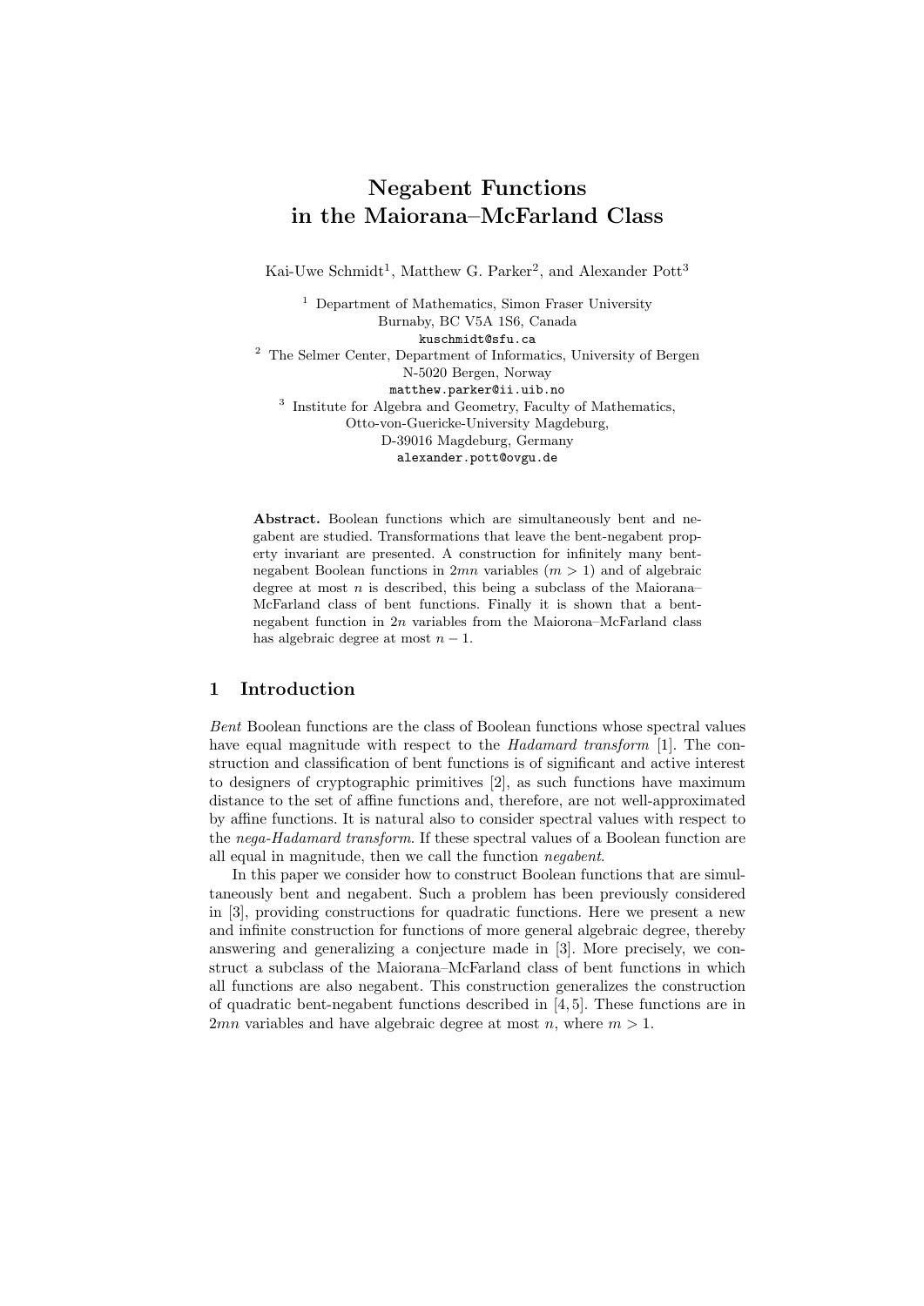# Negabent Functions in the Maiorana–McFarland Class

Kai-Uwe Schmidt[1], Matthew G. Parker[2], and Alexander Pott[3]

[1] Department of Mathematics, Simon Fraser University
Burnaby, BC V5A 1S6, Canada
kuschmidt@sfu.ca

[2] The Selmer Center, Department of Informatics, University of Bergen
N-5020 Bergen, Norway
matthew.parker@ii.uib.no

[3] Institute for Algebra and Geometry, Faculty of Mathematics,
Otto-von-Guericke-University Magdeburg,
D-39016 Magdeburg, Germany
alexander.pott@ovgu.de

**Abstract.** Boolean functions which are simultaneously bent and negabent are studied. Transformations that leave the bent-negabent property invariant are presented. A construction for infinitely many bent-negabent Boolean functions in $2mn$ variables ($m > 1$) and of algebraic degree at most $n$ is described, this being a subclass of the Maiorana–McFarland class of bent functions. Finally it is shown that a bent-negabent function in $2n$ variables from the Maiorona–McFarland class has algebraic degree at most $n - 1$.

## 1 Introduction

*Bent* Boolean functions are the class of Boolean functions whose spectral values have equal magnitude with respect to the *Hadamard transform* [1]. The construction and classification of bent functions is of significant and active interest to designers of cryptographic primitives [2], as such functions have maximum distance to the set of affine functions and, therefore, are not well-approximated by affine functions. It is natural also to consider spectral values with respect to the *nega-Hadamard transform*. If these spectral values of a Boolean function are all equal in magnitude, then we call the function *negabent*.

In this paper we consider how to construct Boolean functions that are simultaneously bent and negabent. Such a problem has been previously considered in [3], providing constructions for quadratic functions. Here we present a new and infinite construction for functions of more general algebraic degree, thereby answering and generalizing a conjecture made in [3]. More precisely, we construct a subclass of the Maiorana–McFarland class of bent functions in which all functions are also negabent. This construction generalizes the construction of quadratic bent-negabent functions described in [4, 5]. These functions are in $2mn$ variables and have algebraic degree at most $n$, where $m > 1$.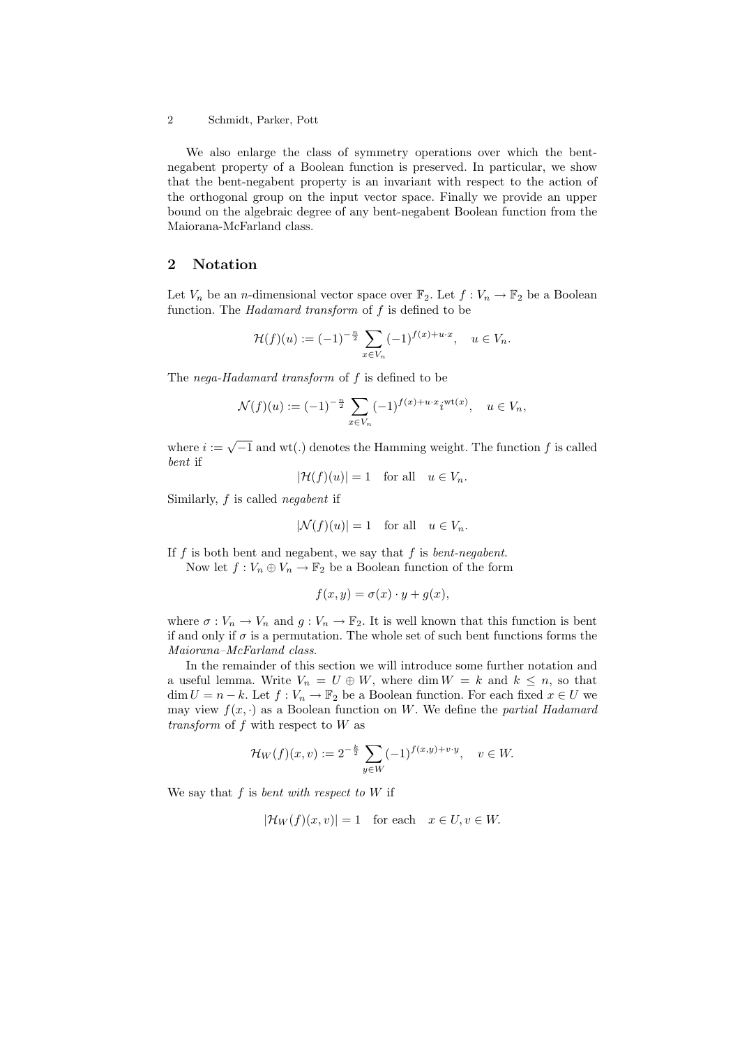We also enlarge the class of symmetry operations over which the bent-negabent property of a Boolean function is preserved. In particular, we show that the bent-negabent property is an invariant with respect to the action of the orthogonal group on the input vector space. Finally we provide an upper bound on the algebraic degree of any bent-negabent Boolean function from the Maiorana-McFarland class.

## 2 Notation

Let $V_n$ be an $n$-dimensional vector space over $\mathbb{F}_2$. Let $f : V_n \to \mathbb{F}_2$ be a Boolean function. The *Hadamard transform* of $f$ is defined to be

$$\mathcal{H}(f)(u) := (-1)^{-\frac{n}{2}} \sum_{x \in V_n} (-1)^{f(x)+u\cdot x}, \quad u \in V_n.$$

The *nega-Hadamard transform* of $f$ is defined to be

$$\mathcal{N}(f)(u) := (-1)^{-\frac{n}{2}} \sum_{x \in V_n} (-1)^{f(x)+u\cdot x} i^{\mathrm{wt}(x)}, \quad u \in V_n,$$

where $i := \sqrt{-1}$ and $\mathrm{wt}(.)$ denotes the Hamming weight. The function $f$ is called *bent* if

$$|\mathcal{H}(f)(u)| = 1 \quad \text{for all} \quad u \in V_n.$$

Similarly, $f$ is called *negabent* if

$$|\mathcal{N}(f)(u)| = 1 \quad \text{for all} \quad u \in V_n.$$

If $f$ is both bent and negabent, we say that $f$ is *bent-negabent*.

Now let $f : V_n \oplus V_n \to \mathbb{F}_2$ be a Boolean function of the form

$$f(x, y) = \sigma(x) \cdot y + g(x),$$

where $\sigma : V_n \to V_n$ and $g : V_n \to \mathbb{F}_2$. It is well known that this function is bent if and only if $\sigma$ is a permutation. The whole set of such bent functions forms the *Maiorana–McFarland class*.

In the remainder of this section we will introduce some further notation and a useful lemma. Write $V_n = U \oplus W$, where $\dim W = k$ and $k \le n$, so that $\dim U = n - k$. Let $f : V_n \to \mathbb{F}_2$ be a Boolean function. For each fixed $x \in U$ we may view $f(x, \cdot)$ as a Boolean function on $W$. We define the *partial Hadamard transform* of $f$ with respect to $W$ as

$$\mathcal{H}_W(f)(x, v) := 2^{-\frac{k}{2}} \sum_{y \in W} (-1)^{f(x,y)+v\cdot y}, \quad v \in W.$$

We say that $f$ is *bent with respect to* $W$ if

$$|\mathcal{H}_W(f)(x, v)| = 1 \quad \text{for each} \quad x \in U, v \in W.$$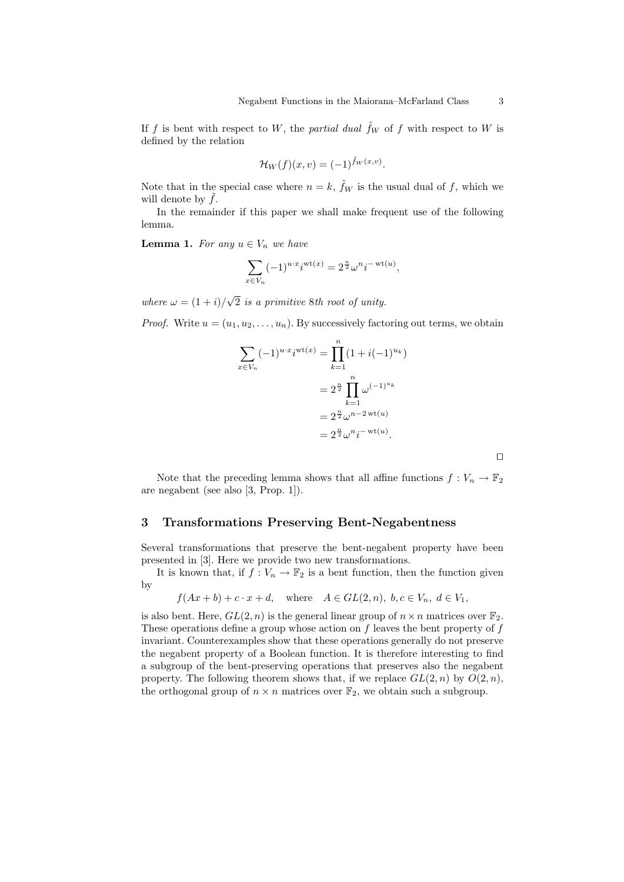If $f$ is bent with respect to $W$, the *partial dual* $\tilde{f}_W$ of $f$ with respect to $W$ is defined by the relation

$$\mathcal{H}_W(f)(x,v) = (-1)^{\tilde{f}_W(x,v)}.$$

Note that in the special case where $n = k$, $\tilde{f}_W$ is the usual dual of $f$, which we will denote by $\tilde{f}$.

In the remainder if this paper we shall make frequent use of the following lemma.

**Lemma 1.** *For any $u \in V_n$ we have*

$$\sum_{x \in V_n} (-1)^{u \cdot x} i^{\mathrm{wt}(x)} = 2^{\frac{n}{2}} \omega^n i^{-\mathrm{wt}(u)},$$

*where $\omega = (1+i)/\sqrt{2}$ is a primitive 8th root of unity.*

*Proof.* Write $u = (u_1, u_2, \ldots, u_n)$. By successively factoring out terms, we obtain

$$\begin{aligned}
\sum_{x \in V_n} (-1)^{u \cdot x} i^{\mathrm{wt}(x)} &= \prod_{k=1}^{n} (1 + i(-1)^{u_k}) \\
&= 2^{\frac{n}{2}} \prod_{k=1}^{n} \omega^{(-1)^{u_k}} \\
&= 2^{\frac{n}{2}} \omega^{n - 2\,\mathrm{wt}(u)} \\
&= 2^{\frac{n}{2}} \omega^n i^{-\mathrm{wt}(u)}.
\end{aligned}$$

□

Note that the preceding lemma shows that all affine functions $f : V_n \to \mathbb{F}_2$ are negabent (see also [3, Prop. 1]).

## 3 Transformations Preserving Bent-Negabentness

Several transformations that preserve the bent-negabent property have been presented in [3]. Here we provide two new transformations.

It is known that, if $f : V_n \to \mathbb{F}_2$ is a bent function, then the function given by

$$f(Ax + b) + c \cdot x + d, \quad \text{where} \quad A \in GL(2,n),\ b, c \in V_n,\ d \in V_1,$$

is also bent. Here, $GL(2,n)$ is the general linear group of $n \times n$ matrices over $\mathbb{F}_2$. These operations define a group whose action on $f$ leaves the bent property of $f$ invariant. Counterexamples show that these operations generally do not preserve the negabent property of a Boolean function. It is therefore interesting to find a subgroup of the bent-preserving operations that preserves also the negabent property. The following theorem shows that, if we replace $GL(2,n)$ by $O(2,n)$, the orthogonal group of $n \times n$ matrices over $\mathbb{F}_2$, we obtain such a subgroup.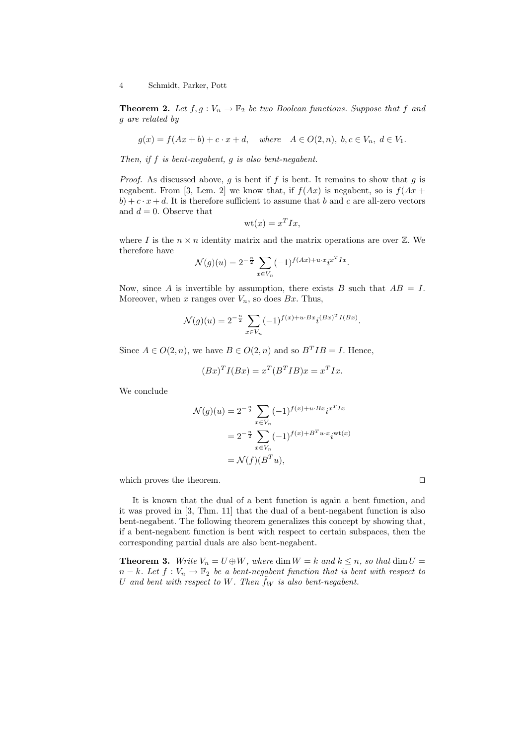**Theorem 2.** *Let $f, g : V_n \to \mathbb{F}_2$ be two Boolean functions. Suppose that $f$ and $g$ are related by*

$$g(x) = f(Ax + b) + c \cdot x + d, \quad \text{where} \quad A \in O(2, n),\ b, c \in V_n,\ d \in V_1.$$

*Then, if $f$ is bent-negabent, $g$ is also bent-negabent.*

*Proof.* As discussed above, $g$ is bent if $f$ is bent. It remains to show that $g$ is negabent. From [3, Lem. 2] we know that, if $f(Ax)$ is negabent, so is $f(Ax + b) + c \cdot x + d$. It is therefore sufficient to assume that $b$ and $c$ are all-zero vectors and $d = 0$. Observe that

$$\mathrm{wt}(x) = x^T I x,$$

where $I$ is the $n \times n$ identity matrix and the matrix operations are over $\mathbb{Z}$. We therefore have

$$\mathcal{N}(g)(u) = 2^{-\frac{n}{2}} \sum_{x \in V_n} (-1)^{f(Ax) + u \cdot x} i^{x^T I x}.$$

Now, since $A$ is invertible by assumption, there exists $B$ such that $AB = I$. Moreover, when $x$ ranges over $V_n$, so does $Bx$. Thus,

$$\mathcal{N}(g)(u) = 2^{-\frac{n}{2}} \sum_{x \in V_n} (-1)^{f(x) + u \cdot Bx} i^{(Bx)^T I (Bx)}.$$

Since $A \in O(2, n)$, we have $B \in O(2, n)$ and so $B^T I B = I$. Hence,

$$(Bx)^T I (Bx) = x^T (B^T I B) x = x^T I x.$$

We conclude

$$\begin{aligned}
\mathcal{N}(g)(u) &= 2^{-\frac{n}{2}} \sum_{x \in V_n} (-1)^{f(x) + u \cdot Bx} i^{x^T I x} \\
&= 2^{-\frac{n}{2}} \sum_{x \in V_n} (-1)^{f(x) + B^T u \cdot x} i^{\mathrm{wt}(x)} \\
&= \mathcal{N}(f)(B^T u),
\end{aligned}$$

which proves the theorem. ◻

It is known that the dual of a bent function is again a bent function, and it was proved in [3, Thm. 11] that the dual of a bent-negabent function is also bent-negabent. The following theorem generalizes this concept by showing that, if a bent-negabent function is bent with respect to certain subspaces, then the corresponding partial duals are also bent-negabent.

**Theorem 3.** *Write $V_n = U \oplus W$, where $\dim W = k$ and $k \leq n$, so that $\dim U = n - k$. Let $f : V_n \to \mathbb{F}_2$ be a bent-negabent function that is bent with respect to $U$ and bent with respect to $W$. Then $\tilde{f}_W$ is also bent-negabent.*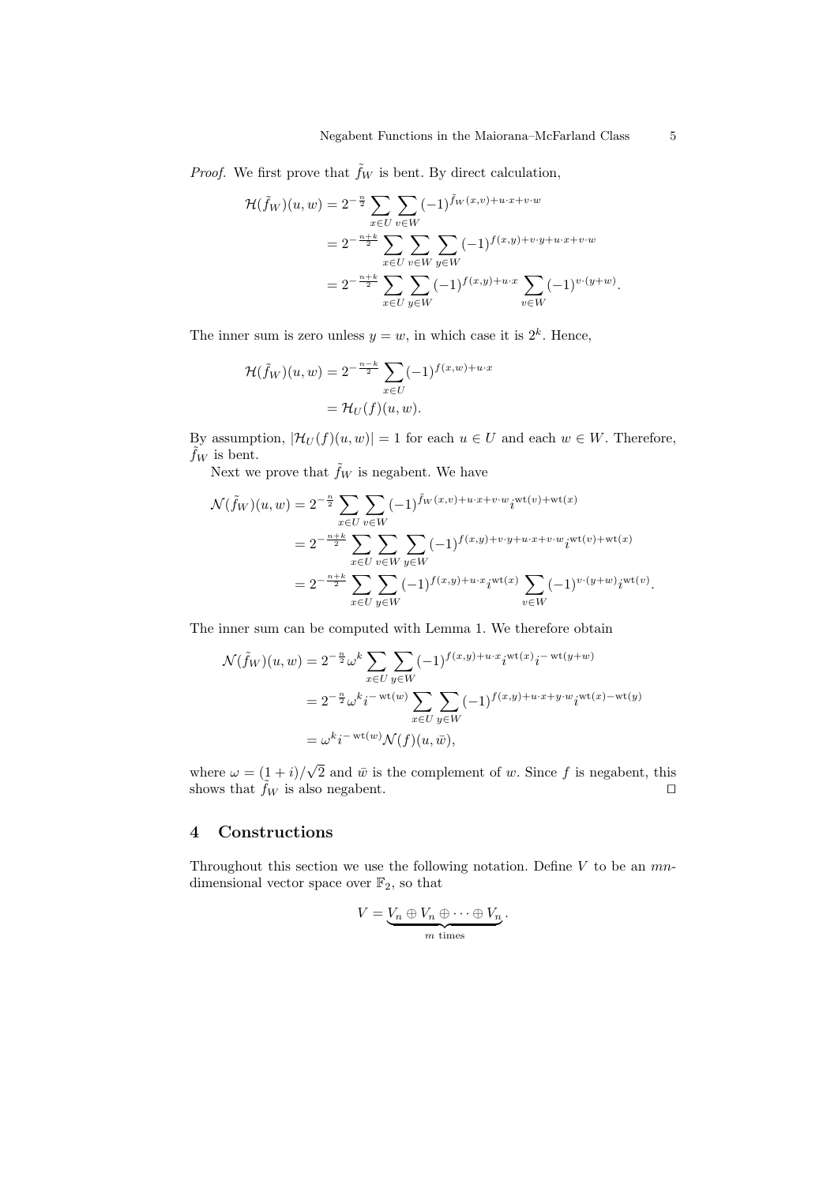*Proof.* We first prove that $\tilde{f}_W$ is bent. By direct calculation,

$$\begin{aligned}
\mathcal{H}(\tilde{f}_W)(u,w) &= 2^{-\frac{n}{2}} \sum_{x\in U} \sum_{v\in W} (-1)^{\tilde{f}_W(x,v)+u\cdot x+v\cdot w} \\
&= 2^{-\frac{n+k}{2}} \sum_{x\in U} \sum_{v\in W} \sum_{y\in W} (-1)^{f(x,y)+v\cdot y+u\cdot x+v\cdot w} \\
&= 2^{-\frac{n+k}{2}} \sum_{x\in U} \sum_{y\in W} (-1)^{f(x,y)+u\cdot x} \sum_{v\in W} (-1)^{v\cdot(y+w)}.
\end{aligned}$$

The inner sum is zero unless $y = w$, in which case it is $2^k$. Hence,

$$\begin{aligned}
\mathcal{H}(\tilde{f}_W)(u,w) &= 2^{-\frac{n-k}{2}} \sum_{x\in U} (-1)^{f(x,w)+u\cdot x} \\
&= \mathcal{H}_U(f)(u,w).
\end{aligned}$$

By assumption, $|\mathcal{H}_U(f)(u,w)| = 1$ for each $u \in U$ and each $w \in W$. Therefore, $\tilde{f}_W$ is bent.

Next we prove that $\tilde{f}_W$ is negabent. We have

$$\begin{aligned}
\mathcal{N}(\tilde{f}_W)(u,w) &= 2^{-\frac{n}{2}} \sum_{x\in U} \sum_{v\in W} (-1)^{\tilde{f}_W(x,v)+u\cdot x+v\cdot w} i^{\mathrm{wt}(v)+\mathrm{wt}(x)} \\
&= 2^{-\frac{n+k}{2}} \sum_{x\in U} \sum_{v\in W} \sum_{y\in W} (-1)^{f(x,y)+v\cdot y+u\cdot x+v\cdot w} i^{\mathrm{wt}(v)+\mathrm{wt}(x)} \\
&= 2^{-\frac{n+k}{2}} \sum_{x\in U} \sum_{y\in W} (-1)^{f(x,y)+u\cdot x} i^{\mathrm{wt}(x)} \sum_{v\in W} (-1)^{v\cdot(y+w)} i^{\mathrm{wt}(v)}.
\end{aligned}$$

The inner sum can be computed with Lemma 1. We therefore obtain

$$\begin{aligned}
\mathcal{N}(\tilde{f}_W)(u,w) &= 2^{-\frac{n}{2}} \omega^k \sum_{x\in U} \sum_{y\in W} (-1)^{f(x,y)+u\cdot x} i^{\mathrm{wt}(x)} i^{-\mathrm{wt}(y+w)} \\
&= 2^{-\frac{n}{2}} \omega^k i^{-\mathrm{wt}(w)} \sum_{x\in U} \sum_{y\in W} (-1)^{f(x,y)+u\cdot x+y\cdot w} i^{\mathrm{wt}(x)-\mathrm{wt}(y)} \\
&= \omega^k i^{-\mathrm{wt}(w)} \mathcal{N}(f)(u,\bar{w}),
\end{aligned}$$

where $\omega = (1+i)/\sqrt{2}$ and $\bar{w}$ is the complement of $w$. Since $f$ is negabent, this shows that $\tilde{f}_W$ is also negabent. $\square$

## 4 Constructions

Throughout this section we use the following notation. Define $V$ to be an $mn$-dimensional vector space over $\mathbb{F}_2$, so that

$$V = \underbrace{V_n \oplus V_n \oplus \cdots \oplus V_n}_{m \text{ times}}.$$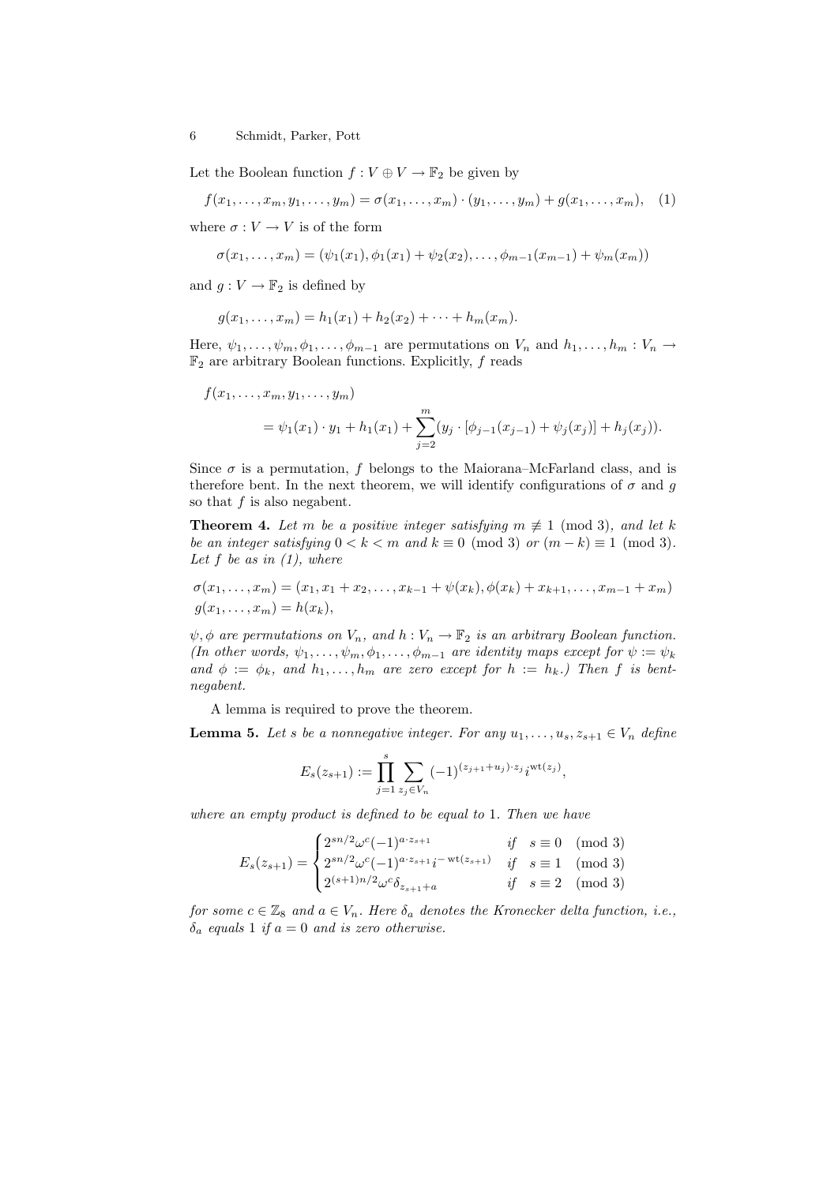Let the Boolean function $f : V \oplus V \to \mathbb{F}_2$ be given by

$$f(x_1, \ldots, x_m, y_1, \ldots, y_m) = \sigma(x_1, \ldots, x_m) \cdot (y_1, \ldots, y_m) + g(x_1, \ldots, x_m), \quad (1)$$

where $\sigma : V \to V$ is of the form

$$\sigma(x_1, \ldots, x_m) = (\psi_1(x_1), \phi_1(x_1) + \psi_2(x_2), \ldots, \phi_{m-1}(x_{m-1}) + \psi_m(x_m))$$

and $g : V \to \mathbb{F}_2$ is defined by

$$g(x_1, \ldots, x_m) = h_1(x_1) + h_2(x_2) + \cdots + h_m(x_m).$$

Here, $\psi_1, \ldots, \psi_m, \phi_1, \ldots, \phi_{m-1}$ are permutations on $V_n$ and $h_1, \ldots, h_m : V_n \to \mathbb{F}_2$ are arbitrary Boolean functions. Explicitly, $f$ reads

$$\begin{aligned} f(x_1, \ldots, x_m, y_1, \ldots, y_m) \\ = \psi_1(x_1) \cdot y_1 + h_1(x_1) + \sum_{j=2}^{m} (y_j \cdot [\phi_{j-1}(x_{j-1}) + \psi_j(x_j)] + h_j(x_j)). \end{aligned}$$

Since $\sigma$ is a permutation, $f$ belongs to the Maiorana–McFarland class, and is therefore bent. In the next theorem, we will identify configurations of $\sigma$ and $g$ so that $f$ is also negabent.

**Theorem 4.** *Let $m$ be a positive integer satisfying $m \not\equiv 1 \pmod 3$, and let $k$ be an integer satisfying $0 < k < m$ and $k \equiv 0 \pmod 3$ or $(m - k) \equiv 1 \pmod 3$. Let $f$ be as in (1), where*

$$\begin{aligned} \sigma(x_1, \ldots, x_m) &= (x_1, x_1 + x_2, \ldots, x_{k-1} + \psi(x_k), \phi(x_k) + x_{k+1}, \ldots, x_{m-1} + x_m) \\ g(x_1, \ldots, x_m) &= h(x_k), \end{aligned}$$

*$\psi, \phi$ are permutations on $V_n$, and $h : V_n \to \mathbb{F}_2$ is an arbitrary Boolean function. (In other words, $\psi_1, \ldots, \psi_m, \phi_1, \ldots, \phi_{m-1}$ are identity maps except for $\psi := \psi_k$ and $\phi := \phi_k$, and $h_1, \ldots, h_m$ are zero except for $h := h_k$.) Then $f$ is bent-negabent.*

A lemma is required to prove the theorem.

**Lemma 5.** *Let $s$ be a nonnegative integer. For any $u_1, \ldots, u_s, z_{s+1} \in V_n$ define*

$$E_s(z_{s+1}) := \prod_{j=1}^{s} \sum_{z_j \in V_n} (-1)^{(z_{j+1} + u_j) \cdot z_j} i^{\mathrm{wt}(z_j)},$$

*where an empty product is defined to be equal to 1. Then we have*

$$E_s(z_{s+1}) = \begin{cases} 2^{sn/2} \omega^c (-1)^{a \cdot z_{s+1}} & \text{if} \quad s \equiv 0 \pmod 3 \\ 2^{sn/2} \omega^c (-1)^{a \cdot z_{s+1}} i^{-\mathrm{wt}(z_{s+1})} & \text{if} \quad s \equiv 1 \pmod 3 \\ 2^{(s+1)n/2} \omega^c \delta_{z_{s+1}+a} & \text{if} \quad s \equiv 2 \pmod 3 \end{cases}$$

*for some $c \in \mathbb{Z}_8$ and $a \in V_n$. Here $\delta_a$ denotes the Kronecker delta function, i.e., $\delta_a$ equals 1 if $a = 0$ and is zero otherwise.*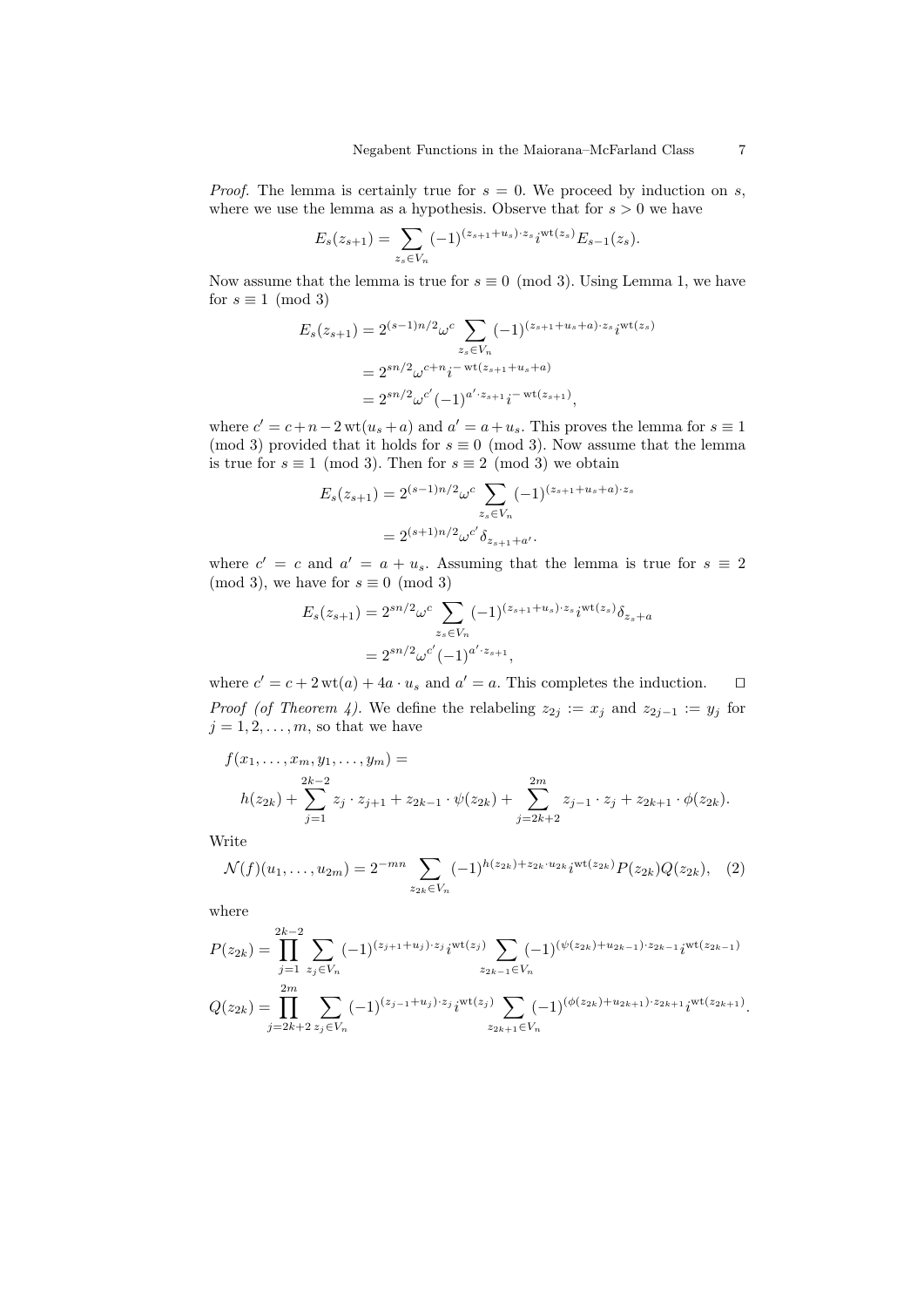*Proof.* The lemma is certainly true for $s = 0$. We proceed by induction on $s$, where we use the lemma as a hypothesis. Observe that for $s > 0$ we have

$$E_s(z_{s+1}) = \sum_{z_s \in V_n} (-1)^{(z_{s+1}+u_s)\cdot z_s} i^{\mathrm{wt}(z_s)} E_{s-1}(z_s).$$

Now assume that the lemma is true for $s \equiv 0 \pmod 3$. Using Lemma 1, we have for $s \equiv 1 \pmod 3$

$$\begin{aligned}
E_s(z_{s+1}) &= 2^{(s-1)n/2} \omega^c \sum_{z_s \in V_n} (-1)^{(z_{s+1}+u_s+a)\cdot z_s} i^{\mathrm{wt}(z_s)} \\
&= 2^{sn/2} \omega^{c+n} i^{-\mathrm{wt}(z_{s+1}+u_s+a)} \\
&= 2^{sn/2} \omega^{c'} (-1)^{a'\cdot z_{s+1}} i^{-\mathrm{wt}(z_{s+1})},
\end{aligned}$$

where $c' = c + n - 2\,\mathrm{wt}(u_s + a)$ and $a' = a + u_s$. This proves the lemma for $s \equiv 1 \pmod 3$ provided that it holds for $s \equiv 0 \pmod 3$. Now assume that the lemma is true for $s \equiv 1 \pmod 3$. Then for $s \equiv 2 \pmod 3$ we obtain

$$\begin{aligned}
E_s(z_{s+1}) &= 2^{(s-1)n/2} \omega^c \sum_{z_s \in V_n} (-1)^{(z_{s+1}+u_s+a)\cdot z_s} \\
&= 2^{(s+1)n/2} \omega^{c'} \delta_{z_{s+1}+a'}.
\end{aligned}$$

where $c' = c$ and $a' = a + u_s$. Assuming that the lemma is true for $s \equiv 2 \pmod 3$, we have for $s \equiv 0 \pmod 3$

$$\begin{aligned}
E_s(z_{s+1}) &= 2^{sn/2} \omega^c \sum_{z_s \in V_n} (-1)^{(z_{s+1}+u_s)\cdot z_s} i^{\mathrm{wt}(z_s)} \delta_{z_s+a} \\
&= 2^{sn/2} \omega^{c'} (-1)^{a'\cdot z_{s+1}},
\end{aligned}$$

where $c' = c + 2\,\mathrm{wt}(a) + 4a \cdot u_s$ and $a' = a$. This completes the induction. $\square$

*Proof (of Theorem 4).* We define the relabeling $z_{2j} := x_j$ and $z_{2j-1} := y_j$ for $j = 1, 2, \ldots, m$, so that we have

$$\begin{aligned}
&f(x_1, \ldots, x_m, y_1, \ldots, y_m) = \\
&\quad h(z_{2k}) + \sum_{j=1}^{2k-2} z_j \cdot z_{j+1} + z_{2k-1} \cdot \psi(z_{2k}) + \sum_{j=2k+2}^{2m} z_{j-1} \cdot z_j + z_{2k+1} \cdot \phi(z_{2k}).
\end{aligned}$$

Write

$$\mathcal{N}(f)(u_1, \ldots, u_{2m}) = 2^{-mn} \sum_{z_{2k} \in V_n} (-1)^{h(z_{2k}) + z_{2k}\cdot u_{2k}} i^{\mathrm{wt}(z_{2k})} P(z_{2k}) Q(z_{2k}), \quad (2)$$

where

$$\begin{aligned}
P(z_{2k}) &= \prod_{j=1}^{2k-2} \sum_{z_j \in V_n} (-1)^{(z_{j+1}+u_j)\cdot z_j} i^{\mathrm{wt}(z_j)} \sum_{z_{2k-1} \in V_n} (-1)^{(\psi(z_{2k})+u_{2k-1})\cdot z_{2k-1}} i^{\mathrm{wt}(z_{2k-1})} \\
Q(z_{2k}) &= \prod_{j=2k+2}^{2m} \sum_{z_j \in V_n} (-1)^{(z_{j-1}+u_j)\cdot z_j} i^{\mathrm{wt}(z_j)} \sum_{z_{2k+1} \in V_n} (-1)^{(\phi(z_{2k})+u_{2k+1})\cdot z_{2k+1}} i^{\mathrm{wt}(z_{2k+1})}.
\end{aligned}$$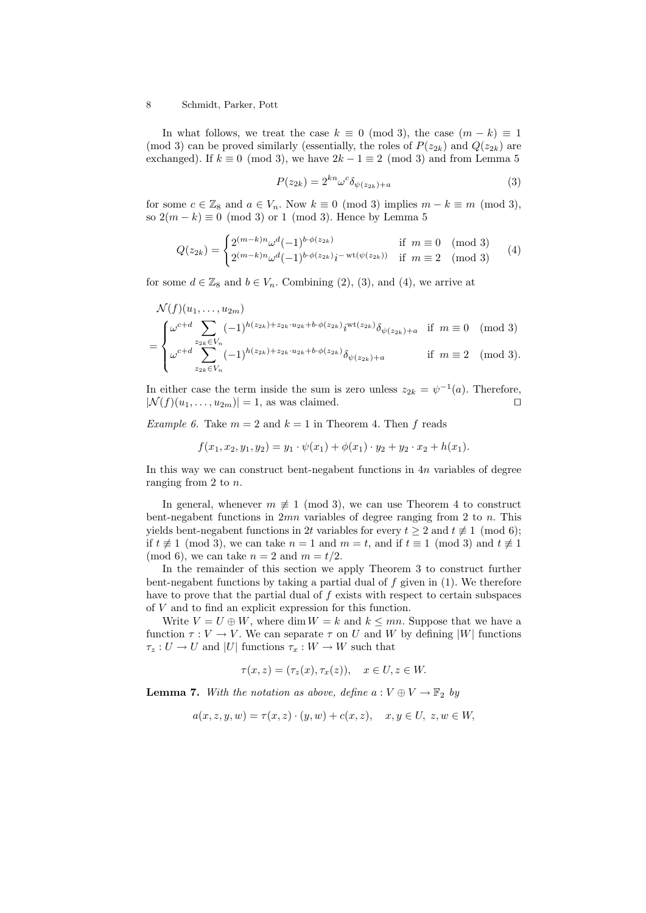In what follows, we treat the case $k \equiv 0 \pmod 3$, the case $(m-k) \equiv 1 \pmod 3$ can be proved similarly (essentially, the roles of $P(z_{2k})$ and $Q(z_{2k})$ are exchanged). If $k \equiv 0 \pmod 3$, we have $2k-1 \equiv 2 \pmod 3$ and from Lemma 5

$$P(z_{2k}) = 2^{kn}\omega^c \delta_{\psi(z_{2k})+a} \tag{3}$$

for some $c \in \mathbb{Z}_8$ and $a \in V_n$. Now $k \equiv 0 \pmod 3$ implies $m-k \equiv m \pmod 3$, so $2(m-k) \equiv 0 \pmod 3$ or $1 \pmod 3$. Hence by Lemma 5

$$Q(z_{2k}) = \begin{cases} 2^{(m-k)n}\omega^d(-1)^{b\cdot\phi(z_{2k})} & \text{if } m \equiv 0 \pmod 3 \\ 2^{(m-k)n}\omega^d(-1)^{b\cdot\phi(z_{2k})} i^{-\operatorname{wt}(\psi(z_{2k}))} & \text{if } m \equiv 2 \pmod 3 \end{cases} \tag{4}$$

for some $d \in \mathbb{Z}_8$ and $b \in V_n$. Combining (2), (3), and (4), we arrive at

$$\begin{aligned} &\mathcal{N}(f)(u_1,\dots,u_{2m}) \\ &= \begin{cases} \omega^{c+d} \displaystyle\sum_{z_{2k}\in V_n} (-1)^{h(z_{2k})+z_{2k}\cdot u_{2k}+b\cdot\phi(z_{2k})} i^{\operatorname{wt}(z_{2k})}\delta_{\psi(z_{2k})+a} & \text{if } m \equiv 0 \pmod 3 \\ \omega^{c+d} \displaystyle\sum_{z_{2k}\in V_n} (-1)^{h(z_{2k})+z_{2k}\cdot u_{2k}+b\cdot\phi(z_{2k})}\delta_{\psi(z_{2k})+a} & \text{if } m \equiv 2 \pmod 3. \end{cases} \end{aligned}$$

In either case the term inside the sum is zero unless $z_{2k} = \psi^{-1}(a)$. Therefore, $|\mathcal{N}(f)(u_1,\dots,u_{2m})| = 1$, as was claimed. □

*Example 6.* Take $m = 2$ and $k = 1$ in Theorem 4. Then $f$ reads

$$f(x_1, x_2, y_1, y_2) = y_1 \cdot \psi(x_1) + \phi(x_1)\cdot y_2 + y_2 \cdot x_2 + h(x_1).$$

In this way we can construct bent-negabent functions in $4n$ variables of degree ranging from 2 to $n$.

In general, whenever $m \not\equiv 1 \pmod 3$, we can use Theorem 4 to construct bent-negabent functions in $2mn$ variables of degree ranging from 2 to $n$. This yields bent-negabent functions in $2t$ variables for every $t \geq 2$ and $t \not\equiv 1 \pmod 6$; if $t \not\equiv 1 \pmod 3$, we can take $n = 1$ and $m = t$, and if $t \equiv 1 \pmod 3$ and $t \not\equiv 1 \pmod 6$, we can take $n = 2$ and $m = t/2$.

In the remainder of this section we apply Theorem 3 to construct further bent-negabent functions by taking a partial dual of $f$ given in (1). We therefore have to prove that the partial dual of $f$ exists with respect to certain subspaces of $V$ and to find an explicit expression for this function.

Write $V = U \oplus W$, where $\dim W = k$ and $k \leq mn$. Suppose that we have a function $\tau : V \to V$. We can separate $\tau$ on $U$ and $W$ by defining $|W|$ functions $\tau_z : U \to U$ and $|U|$ functions $\tau_x : W \to W$ such that

$$\tau(x,z) = (\tau_z(x), \tau_x(z)), \quad x \in U, z \in W.$$

**Lemma 7.** *With the notation as above, define $a : V \oplus V \to \mathbb{F}_2$ by*

$$a(x,z,y,w) = \tau(x,z)\cdot(y,w) + c(x,z), \quad x,y \in U,\ z,w \in W,$$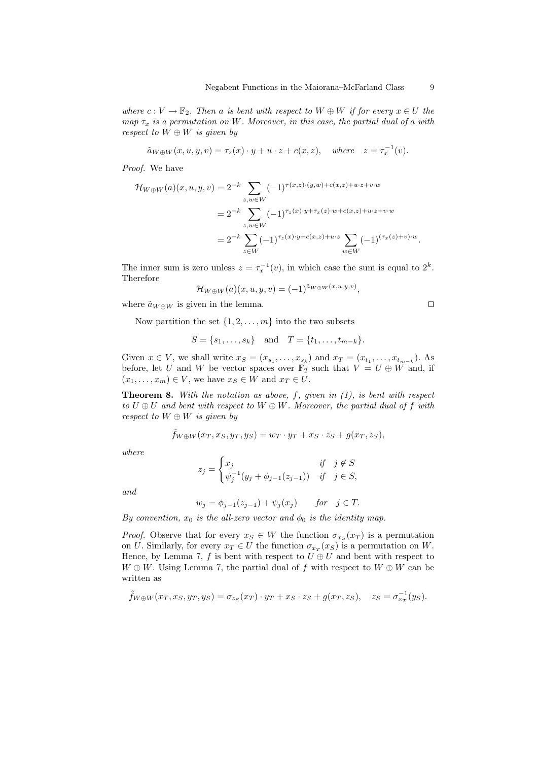*where $c : V \to \mathbb{F}_2$. Then $a$ is bent with respect to $W \oplus W$ if for every $x \in U$ the map $\tau_x$ is a permutation on $W$. Moreover, in this case, the partial dual of $a$ with respect to $W \oplus W$ is given by*

$$\tilde{a}_{W\oplus W}(x, u, y, v) = \tau_z(x) \cdot y + u \cdot z + c(x, z), \quad \textit{where} \quad z = \tau_x^{-1}(v).$$

*Proof.* We have

$$\begin{aligned}
\mathcal{H}_{W\oplus W}(a)(x, u, y, v) &= 2^{-k} \sum_{z,w\in W} (-1)^{\tau(x,z)\cdot(y,w)+c(x,z)+u\cdot z+v\cdot w} \\
&= 2^{-k} \sum_{z,w\in W} (-1)^{\tau_z(x)\cdot y+\tau_x(z)\cdot w+c(x,z)+u\cdot z+v\cdot w} \\
&= 2^{-k} \sum_{z\in W} (-1)^{\tau_z(x)\cdot y+c(x,z)+u\cdot z} \sum_{w\in W} (-1)^{(\tau_x(z)+v)\cdot w}.
\end{aligned}$$

The inner sum is zero unless $z = \tau_x^{-1}(v)$, in which case the sum is equal to $2^k$. Therefore

$$\mathcal{H}_{W\oplus W}(a)(x, u, y, v) = (-1)^{\tilde{a}_{W\oplus W}(x,u,y,v)},$$

where $\tilde{a}_{W\oplus W}$ is given in the lemma. □

Now partition the set $\{1, 2, \ldots, m\}$ into the two subsets

$$S = \{s_1, \ldots, s_k\} \quad \text{and} \quad T = \{t_1, \ldots, t_{m-k}\}.$$

Given $x \in V$, we shall write $x_S = (x_{s_1}, \ldots, x_{s_k})$ and $x_T = (x_{t_1}, \ldots, x_{t_{m-k}})$. As before, let $U$ and $W$ be vector spaces over $\mathbb{F}_2$ such that $V = U \oplus W$ and, if $(x_1, \ldots, x_m) \in V$, we have $x_S \in W$ and $x_T \in U$.

**Theorem 8.** *With the notation as above, $f$, given in (1), is bent with respect to $U \oplus U$ and bent with respect to $W \oplus W$. Moreover, the partial dual of $f$ with respect to $W \oplus W$ is given by*

$$\tilde{f}_{W\oplus W}(x_T, x_S, y_T, y_S) = w_T \cdot y_T + x_S \cdot z_S + g(x_T, z_S),$$

*where*

$$z_j = \begin{cases} x_j & \textit{if} \quad j \notin S \\ \psi_j^{-1}(y_j + \phi_{j-1}(z_{j-1})) & \textit{if} \quad j \in S, \end{cases}$$

*and*

$$w_j = \phi_{j-1}(z_{j-1}) + \psi_j(x_j) \qquad \textit{for} \quad j \in T.$$

*By convention, $x_0$ is the all-zero vector and $\phi_0$ is the identity map.*

*Proof.* Observe that for every $x_S \in W$ the function $\sigma_{x_S}(x_T)$ is a permutation on $U$. Similarly, for every $x_T \in U$ the function $\sigma_{x_T}(x_S)$ is a permutation on $W$. Hence, by Lemma 7, $f$ is bent with respect to $U \oplus U$ and bent with respect to $W \oplus W$. Using Lemma 7, the partial dual of $f$ with respect to $W \oplus W$ can be written as

$$\tilde{f}_{W\oplus W}(x_T, x_S, y_T, y_S) = \sigma_{z_S}(x_T) \cdot y_T + x_S \cdot z_S + g(x_T, z_S), \quad z_S = \sigma_{x_T}^{-1}(y_S).$$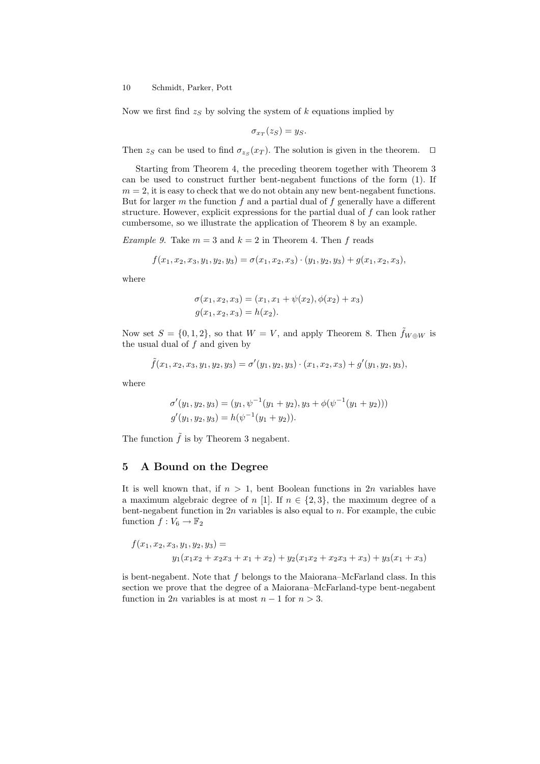Now we first find $z_S$ by solving the system of $k$ equations implied by

$$\sigma_{x_T}(z_S) = y_S.$$

Then $z_S$ can be used to find $\sigma_{z_S}(x_T)$. The solution is given in the theorem. $\square$

Starting from Theorem 4, the preceding theorem together with Theorem 3 can be used to construct further bent-negabent functions of the form (1). If $m = 2$, it is easy to check that we do not obtain any new bent-negabent functions. But for larger $m$ the function $f$ and a partial dual of $f$ generally have a different structure. However, explicit expressions for the partial dual of $f$ can look rather cumbersome, so we illustrate the application of Theorem 8 by an example.

*Example 9.* Take $m = 3$ and $k = 2$ in Theorem 4. Then $f$ reads

$$f(x_1, x_2, x_3, y_1, y_2, y_3) = \sigma(x_1, x_2, x_3) \cdot (y_1, y_2, y_3) + g(x_1, x_2, x_3),$$

where

$$\sigma(x_1, x_2, x_3) = (x_1, x_1 + \psi(x_2), \phi(x_2) + x_3)$$
$$g(x_1, x_2, x_3) = h(x_2).$$

Now set $S = \{0, 1, 2\}$, so that $W = V$, and apply Theorem 8. Then $\tilde{f}_{W \oplus W}$ is the usual dual of $f$ and given by

$$\tilde{f}(x_1, x_2, x_3, y_1, y_2, y_3) = \sigma'(y_1, y_2, y_3) \cdot (x_1, x_2, x_3) + g'(y_1, y_2, y_3),$$

where

$$\sigma'(y_1, y_2, y_3) = (y_1, \psi^{-1}(y_1 + y_2), y_3 + \phi(\psi^{-1}(y_1 + y_2)))$$
$$g'(y_1, y_2, y_3) = h(\psi^{-1}(y_1 + y_2)).$$

The function $\tilde{f}$ is by Theorem 3 negabent.

## 5 A Bound on the Degree

It is well known that, if $n > 1$, bent Boolean functions in $2n$ variables have a maximum algebraic degree of $n$ [1]. If $n \in \{2, 3\}$, the maximum degree of a bent-negabent function in $2n$ variables is also equal to $n$. For example, the cubic function $f : V_6 \to \mathbb{F}_2$

$$f(x_1, x_2, x_3, y_1, y_2, y_3) =$$
$$y_1(x_1x_2 + x_2x_3 + x_1 + x_2) + y_2(x_1x_2 + x_2x_3 + x_3) + y_3(x_1 + x_3)$$

is bent-negabent. Note that $f$ belongs to the Maiorana–McFarland class. In this section we prove that the degree of a Maiorana–McFarland-type bent-negabent function in $2n$ variables is at most $n - 1$ for $n > 3$.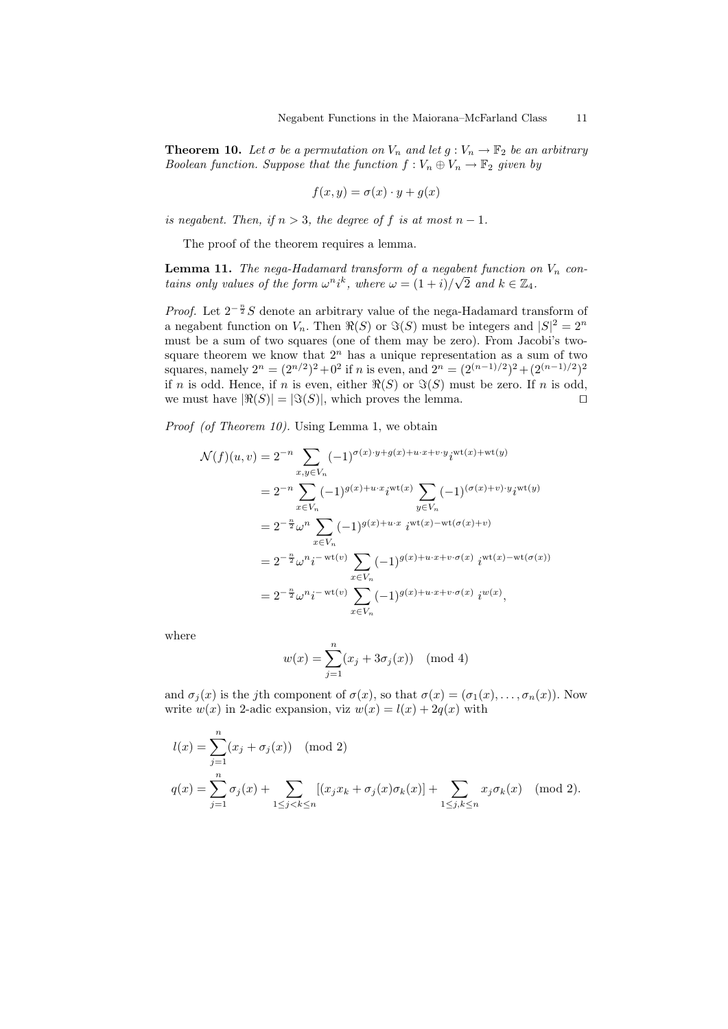**Theorem 10.** *Let $\sigma$ be a permutation on $V_n$ and let $g : V_n \to \mathbb{F}_2$ be an arbitrary Boolean function. Suppose that the function $f : V_n \oplus V_n \to \mathbb{F}_2$ given by*

$$f(x, y) = \sigma(x) \cdot y + g(x)$$

*is negabent. Then, if $n > 3$, the degree of $f$ is at most $n - 1$.*

The proof of the theorem requires a lemma.

**Lemma 11.** *The nega-Hadamard transform of a negabent function on $V_n$ contains only values of the form $\omega^n i^k$, where $\omega = (1 + i)/\sqrt{2}$ and $k \in \mathbb{Z}_4$.*

*Proof.* Let $2^{-\frac{n}{2}} S$ denote an arbitrary value of the nega-Hadamard transform of a negabent function on $V_n$. Then $\Re(S)$ or $\Im(S)$ must be integers and $|S|^2 = 2^n$ must be a sum of two squares (one of them may be zero). From Jacobi's two-square theorem we know that $2^n$ has a unique representation as a sum of two squares, namely $2^n = (2^{n/2})^2 + 0^2$ if $n$ is even, and $2^n = (2^{(n-1)/2})^2 + (2^{(n-1)/2})^2$ if $n$ is odd. Hence, if $n$ is even, either $\Re(S)$ or $\Im(S)$ must be zero. If $n$ is odd, we must have $|\Re(S)| = |\Im(S)|$, which proves the lemma. $\square$

*Proof (of Theorem 10).* Using Lemma 1, we obtain

$$\begin{aligned}
\mathcal{N}(f)(u, v) &= 2^{-n} \sum_{x,y \in V_n} (-1)^{\sigma(x)\cdot y + g(x) + u\cdot x + v \cdot y} i^{\mathrm{wt}(x) + \mathrm{wt}(y)} \\
&= 2^{-n} \sum_{x \in V_n} (-1)^{g(x) + u \cdot x} i^{\mathrm{wt}(x)} \sum_{y \in V_n} (-1)^{(\sigma(x) + v)\cdot y} i^{\mathrm{wt}(y)} \\
&= 2^{-\frac{n}{2}} \omega^n \sum_{x \in V_n} (-1)^{g(x) + u \cdot x} \, i^{\mathrm{wt}(x) - \mathrm{wt}(\sigma(x) + v)} \\
&= 2^{-\frac{n}{2}} \omega^n i^{-\mathrm{wt}(v)} \sum_{x \in V_n} (-1)^{g(x) + u\cdot x + v \cdot \sigma(x)} \, i^{\mathrm{wt}(x) - \mathrm{wt}(\sigma(x))} \\
&= 2^{-\frac{n}{2}} \omega^n i^{-\mathrm{wt}(v)} \sum_{x \in V_n} (-1)^{g(x) + u\cdot x + v \cdot \sigma(x)} \, i^{w(x)},
\end{aligned}$$

where

$$w(x) = \sum_{j=1}^{n} (x_j + 3\sigma_j(x)) \pmod 4$$

and $\sigma_j(x)$ is the $j$th component of $\sigma(x)$, so that $\sigma(x) = (\sigma_1(x), \ldots, \sigma_n(x))$. Now write $w(x)$ in 2-adic expansion, viz $w(x) = l(x) + 2q(x)$ with

$$\begin{aligned}
l(x) &= \sum_{j=1}^{n} (x_j + \sigma_j(x)) \pmod 2 \\
q(x) &= \sum_{j=1}^{n} \sigma_j(x) + \sum_{1 \le j < k \le n} [(x_j x_k + \sigma_j(x)\sigma_k(x)] + \sum_{1 \le j,k \le n} x_j \sigma_k(x) \pmod 2.
\end{aligned}$$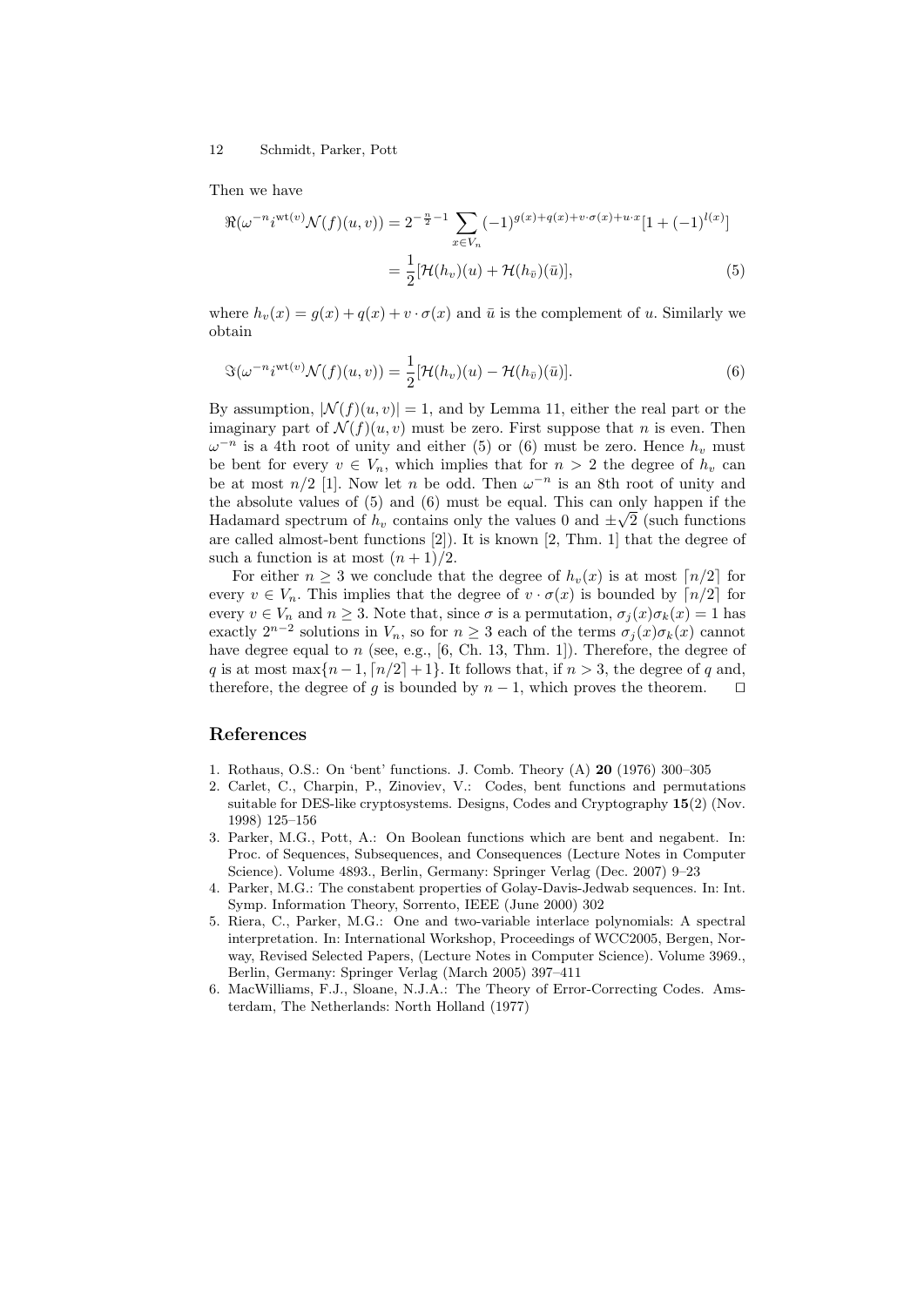Then we have

$$\Re(\omega^{-n} i^{\mathrm{wt}(v)} \mathcal{N}(f)(u,v)) = 2^{-\frac{n}{2}-1} \sum_{x \in V_n} (-1)^{g(x)+q(x)+v\cdot\sigma(x)+u\cdot x}[1+(-1)^{l(x)}]$$

$$= \frac{1}{2}[\mathcal{H}(h_v)(u) + \mathcal{H}(h_{\bar{v}})(\bar{u})], \tag{5}$$

where $h_v(x) = g(x) + q(x) + v \cdot \sigma(x)$ and $\bar{u}$ is the complement of $u$. Similarly we obtain

$$\Im(\omega^{-n} i^{\mathrm{wt}(v)} \mathcal{N}(f)(u,v)) = \frac{1}{2}[\mathcal{H}(h_v)(u) - \mathcal{H}(h_{\bar{v}})(\bar{u})]. \tag{6}$$

By assumption, $|\mathcal{N}(f)(u,v)| = 1$, and by Lemma 11, either the real part or the imaginary part of $\mathcal{N}(f)(u,v)$ must be zero. First suppose that $n$ is even. Then $\omega^{-n}$ is a 4th root of unity and either (5) or (6) must be zero. Hence $h_v$ must be bent for every $v \in V_n$, which implies that for $n > 2$ the degree of $h_v$ can be at most $n/2$ [1]. Now let $n$ be odd. Then $\omega^{-n}$ is an 8th root of unity and the absolute values of (5) and (6) must be equal. This can only happen if the Hadamard spectrum of $h_v$ contains only the values 0 and $\pm\sqrt{2}$ (such functions are called almost-bent functions [2]). It is known [2, Thm. 1] that the degree of such a function is at most $(n+1)/2$.

For either $n \geq 3$ we conclude that the degree of $h_v(x)$ is at most $\lceil n/2 \rceil$ for every $v \in V_n$. This implies that the degree of $v \cdot \sigma(x)$ is bounded by $\lceil n/2 \rceil$ for every $v \in V_n$ and $n \geq 3$. Note that, since $\sigma$ is a permutation, $\sigma_j(x)\sigma_k(x) = 1$ has exactly $2^{n-2}$ solutions in $V_n$, so for $n \geq 3$ each of the terms $\sigma_j(x)\sigma_k(x)$ cannot have degree equal to $n$ (see, e.g., [6, Ch. 13, Thm. 1]). Therefore, the degree of $q$ is at most $\max\{n-1, \lceil n/2 \rceil + 1\}$. It follows that, if $n > 3$, the degree of $q$ and, therefore, the degree of $g$ is bounded by $n-1$, which proves the theorem. ◻

## References

1. Rothaus, O.S.: On 'bent' functions. J. Comb. Theory (A) **20** (1976) 300–305
2. Carlet, C., Charpin, P., Zinoviev, V.: Codes, bent functions and permutations suitable for DES-like cryptosystems. Designs, Codes and Cryptography **15**(2) (Nov. 1998) 125–156
3. Parker, M.G., Pott, A.: On Boolean functions which are bent and negabent. In: Proc. of Sequences, Subsequences, and Consequences (Lecture Notes in Computer Science). Volume 4893., Berlin, Germany: Springer Verlag (Dec. 2007) 9–23
4. Parker, M.G.: The constabent properties of Golay-Davis-Jedwab sequences. In: Int. Symp. Information Theory, Sorrento, IEEE (June 2000) 302
5. Riera, C., Parker, M.G.: One and two-variable interlace polynomials: A spectral interpretation. In: International Workshop, Proceedings of WCC2005, Bergen, Norway, Revised Selected Papers, (Lecture Notes in Computer Science). Volume 3969., Berlin, Germany: Springer Verlag (March 2005) 397–411
6. MacWilliams, F.J., Sloane, N.J.A.: The Theory of Error-Correcting Codes. Amsterdam, The Netherlands: North Holland (1977)